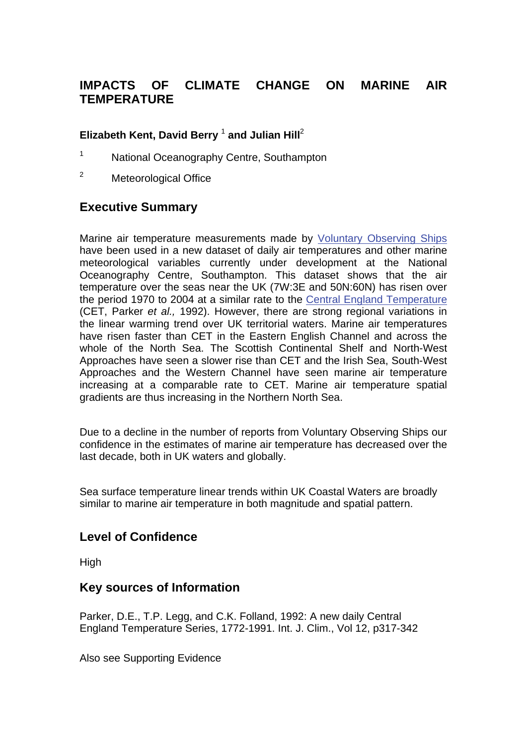# IMPACTS OF CLIMATE CHANGE ON MARINE AIR TEMPERATURE

**Elizabeth Kent, David Berry** [1] **and Julian Hill**[2]

[1] National Oceanography Centre, Southampton

[2] Meteorological Office

## Executive Summary

Marine air temperature measurements made by Voluntary Observing Ships have been used in a new dataset of daily air temperatures and other marine meteorological variables currently under development at the National Oceanography Centre, Southampton. This dataset shows that the air temperature over the seas near the UK (7W:3E and 50N:60N) has risen over the period 1970 to 2004 at a similar rate to the Central England Temperature (CET, Parker *et al.,* 1992). However, there are strong regional variations in the linear warming trend over UK territorial waters. Marine air temperatures have risen faster than CET in the Eastern English Channel and across the whole of the North Sea. The Scottish Continental Shelf and North-West Approaches have seen a slower rise than CET and the Irish Sea, South-West Approaches and the Western Channel have seen marine air temperature increasing at a comparable rate to CET. Marine air temperature spatial gradients are thus increasing in the Northern North Sea.

Due to a decline in the number of reports from Voluntary Observing Ships our confidence in the estimates of marine air temperature has decreased over the last decade, both in UK waters and globally.

Sea surface temperature linear trends within UK Coastal Waters are broadly similar to marine air temperature in both magnitude and spatial pattern.

## Level of Confidence

High

## Key sources of Information

Parker, D.E., T.P. Legg, and C.K. Folland, 1992: A new daily Central England Temperature Series, 1772-1991. Int. J. Clim., Vol 12, p317-342

Also see Supporting Evidence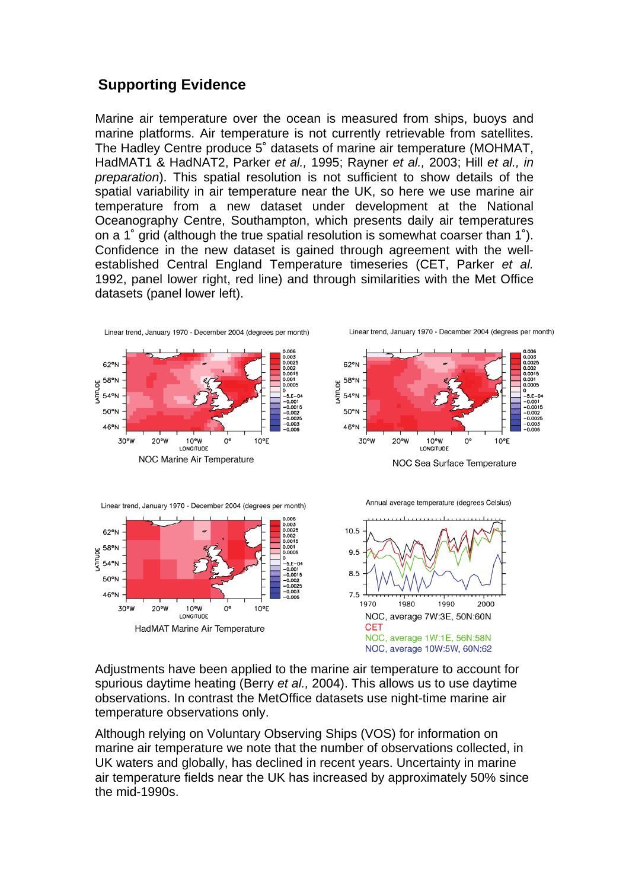## Supporting Evidence

Marine air temperature over the ocean is measured from ships, buoys and marine platforms. Air temperature is not currently retrievable from satellites. The Hadley Centre produce 5˚ datasets of marine air temperature (MOHMAT, HadMAT1 & HadNAT2, Parker *et al.,* 1995; Rayner *et al.,* 2003; Hill *et al., in preparation*). This spatial resolution is not sufficient to show details of the spatial variability in air temperature near the UK, so here we use marine air temperature from a new dataset under development at the National Oceanography Centre, Southampton, which presents daily air temperatures on a 1˚ grid (although the true spatial resolution is somewhat coarser than 1˚). Confidence in the new dataset is gained through agreement with the well-established Central England Temperature timeseries (CET, Parker *et al.* 1992, panel lower right, red line) and through similarities with the Met Office datasets (panel lower left).

Linear trend, January 1970 - December 2004 (degrees per month)

NOC Marine Air Temperature

Linear trend, January 1970 - December 2004 (degrees per month)

NOC Sea Surface Temperature

Linear trend, January 1970 - December 2004 (degrees per month)

HadMAT Marine Air Temperature

Annual average temperature (degrees Celsius)

NOC, average 7W:3E, 50N:60N
CET
NOC, average 1W:1E, 56N:58N
NOC, average 10W:5W, 60N:62

Adjustments have been applied to the marine air temperature to account for spurious daytime heating (Berry *et al.,* 2004). This allows us to use daytime observations. In contrast the MetOffice datasets use night-time marine air temperature observations only.

Although relying on Voluntary Observing Ships (VOS) for information on marine air temperature we note that the number of observations collected, in UK waters and globally, has declined in recent years. Uncertainty in marine air temperature fields near the UK has increased by approximately 50% since the mid-1990s.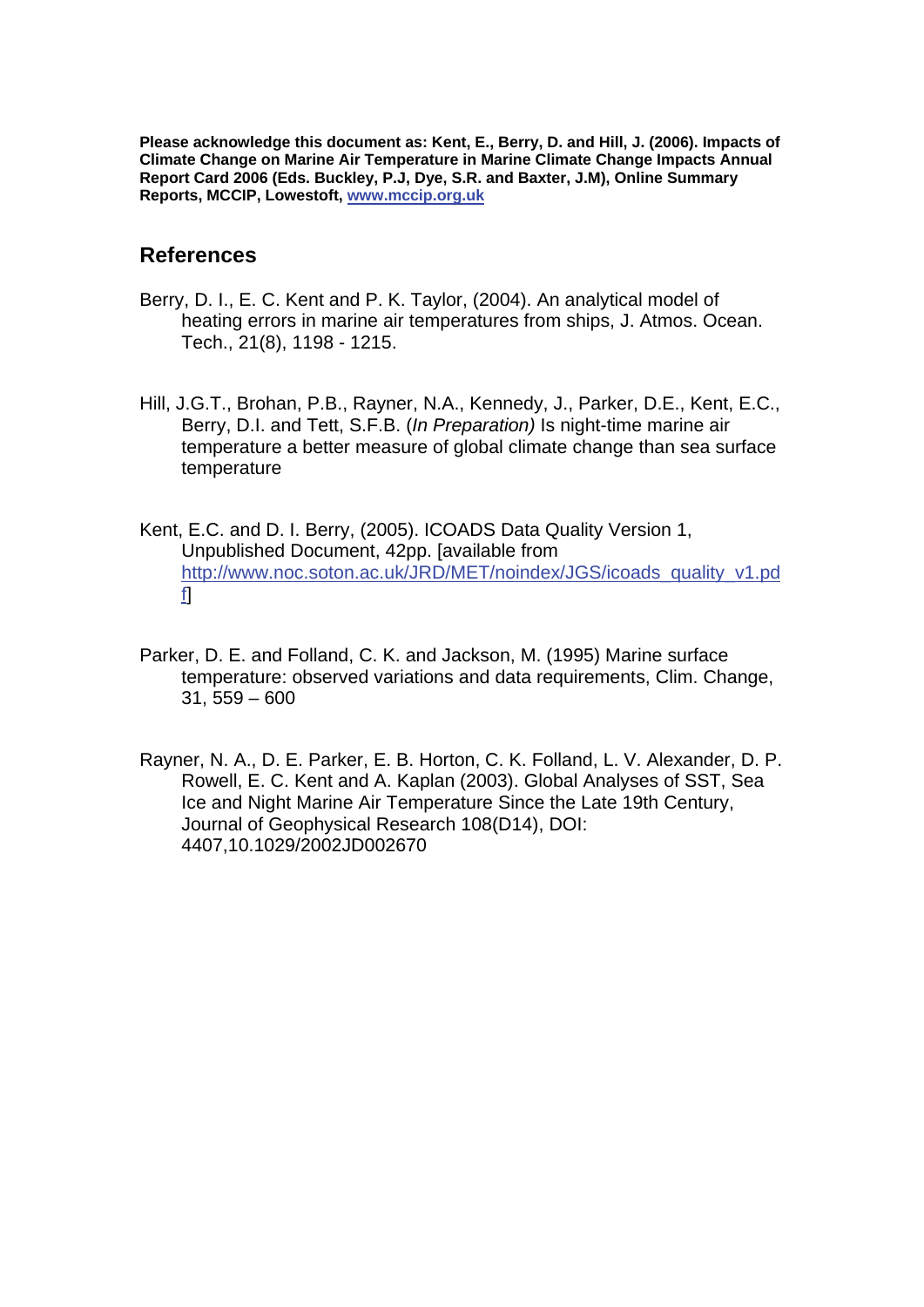**Please acknowledge this document as: Kent, E., Berry, D. and Hill, J. (2006). Impacts of Climate Change on Marine Air Temperature in Marine Climate Change Impacts Annual Report Card 2006 (Eds. Buckley, P.J, Dye, S.R. and Baxter, J.M), Online Summary Reports, MCCIP, Lowestoft, [www.mccip.org.uk](http://www.mccip.org.uk)**

## References

Berry, D. I., E. C. Kent and P. K. Taylor, (2004). An analytical model of heating errors in marine air temperatures from ships, J. Atmos. Ocean. Tech., 21(8), 1198 - 1215.

Hill, J.G.T., Brohan, P.B., Rayner, N.A., Kennedy, J., Parker, D.E., Kent, E.C., Berry, D.I. and Tett, S.F.B. (*In Preparation)* Is night-time marine air temperature a better measure of global climate change than sea surface temperature

Kent, E.C. and D. I. Berry, (2005). ICOADS Data Quality Version 1, Unpublished Document, 42pp. [available from [http://www.noc.soton.ac.uk/JRD/MET/noindex/JGS/icoads_quality_v1.pdf](http://www.noc.soton.ac.uk/JRD/MET/noindex/JGS/icoads_quality_v1.pdf)]

Parker, D. E. and Folland, C. K. and Jackson, M. (1995) Marine surface temperature: observed variations and data requirements, Clim. Change, 31, 559 – 600

Rayner, N. A., D. E. Parker, E. B. Horton, C. K. Folland, L. V. Alexander, D. P. Rowell, E. C. Kent and A. Kaplan (2003). Global Analyses of SST, Sea Ice and Night Marine Air Temperature Since the Late 19th Century, Journal of Geophysical Research 108(D14), DOI: 4407,10.1029/2002JD002670